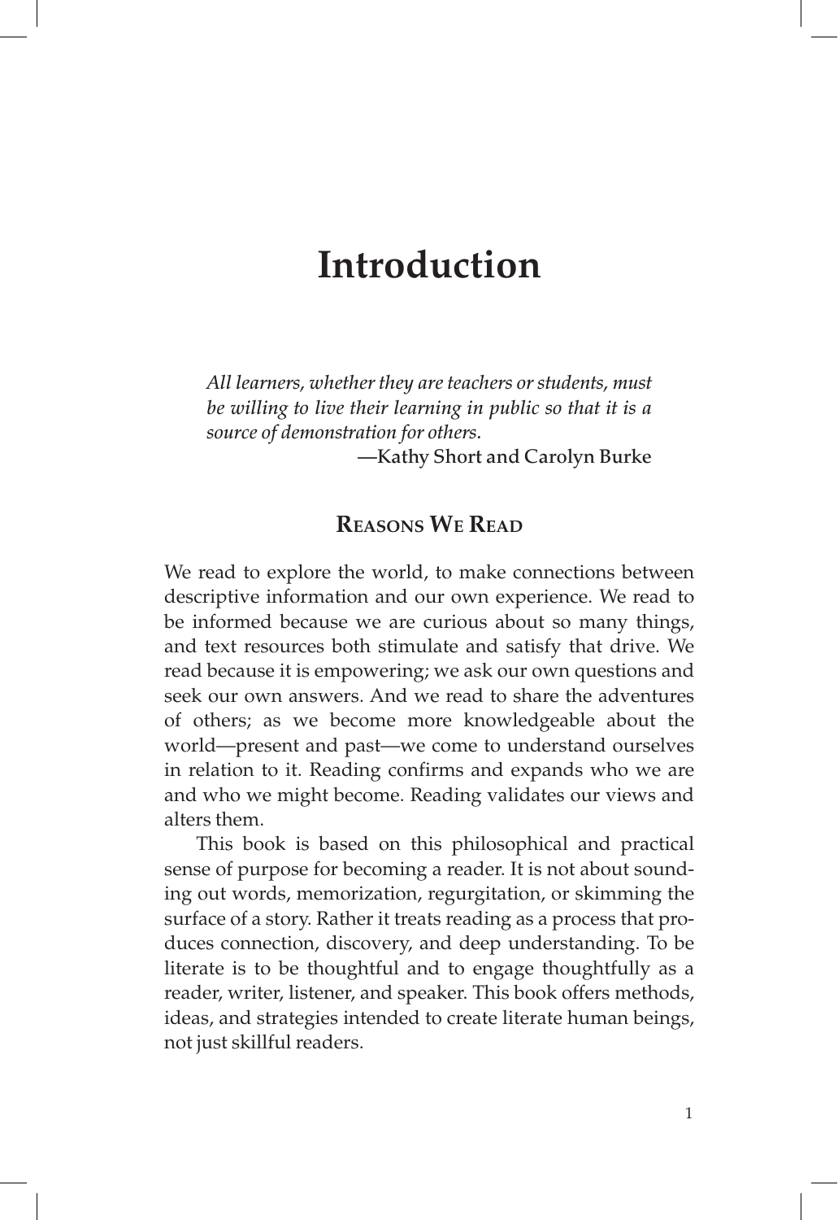# Introduction

*All learners, whether they are teachers or students, must be willing to live their learning in public so that it is a source of demonstration for others.*

—Kathy Short and Carolyn Burke

## Reasons We Read

We read to explore the world, to make connections between descriptive information and our own experience. We read to be informed because we are curious about so many things, and text resources both stimulate and satisfy that drive. We read because it is empowering; we ask our own questions and seek our own answers. And we read to share the adventures of others; as we become more knowledgeable about the world—present and past—we come to understand ourselves in relation to it. Reading confirms and expands who we are and who we might become. Reading validates our views and alters them.

This book is based on this philosophical and practical sense of purpose for becoming a reader. It is not about sounding out words, memorization, regurgitation, or skimming the surface of a story. Rather it treats reading as a process that produces connection, discovery, and deep understanding. To be literate is to be thoughtful and to engage thoughtfully as a reader, writer, listener, and speaker. This book offers methods, ideas, and strategies intended to create literate human beings, not just skillful readers.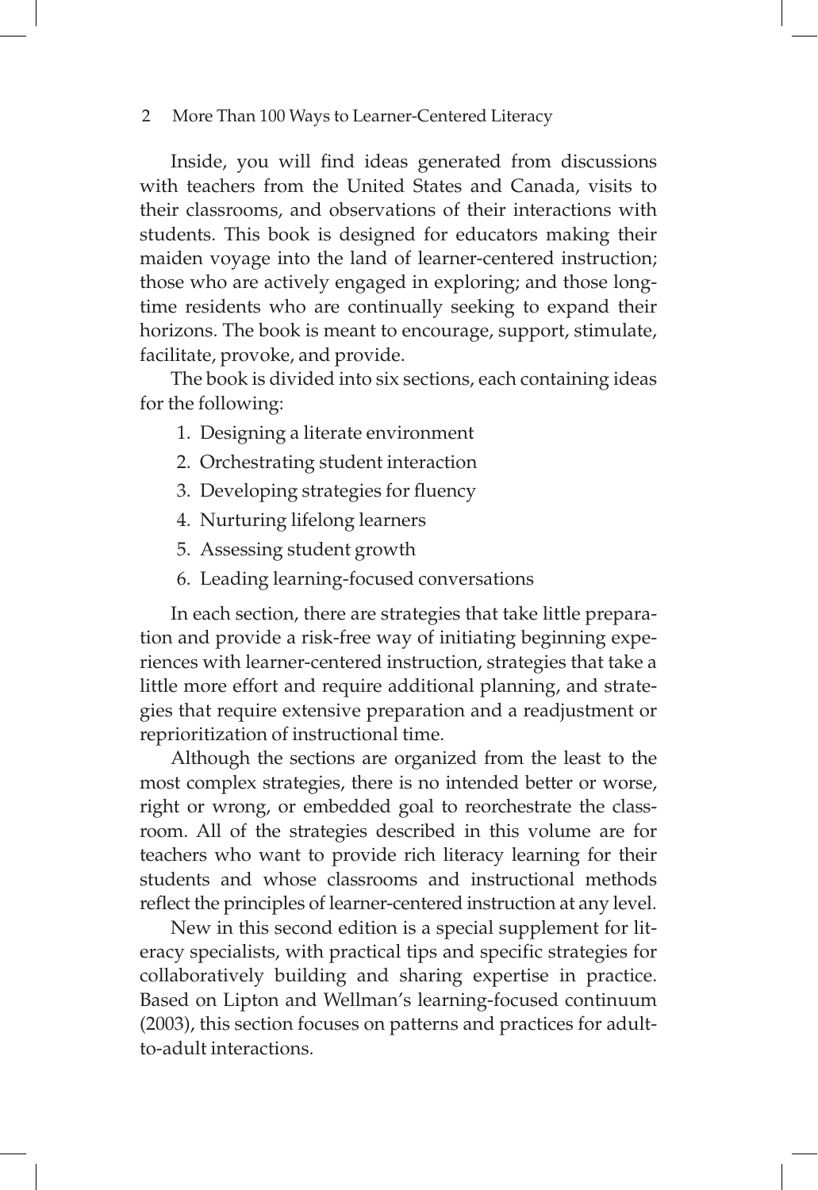Inside, you will find ideas generated from discussions with teachers from the United States and Canada, visits to their classrooms, and observations of their interactions with students. This book is designed for educators making their maiden voyage into the land of learner-centered instruction; those who are actively engaged in exploring; and those long-time residents who are continually seeking to expand their horizons. The book is meant to encourage, support, stimulate, facilitate, provoke, and provide.

The book is divided into six sections, each containing ideas for the following:

1. Designing a literate environment
2. Orchestrating student interaction
3. Developing strategies for fluency
4. Nurturing lifelong learners
5. Assessing student growth
6. Leading learning-focused conversations

In each section, there are strategies that take little preparation and provide a risk-free way of initiating beginning experiences with learner-centered instruction, strategies that take a little more effort and require additional planning, and strategies that require extensive preparation and a readjustment or reprioritization of instructional time.

Although the sections are organized from the least to the most complex strategies, there is no intended better or worse, right or wrong, or embedded goal to reorchestrate the classroom. All of the strategies described in this volume are for teachers who want to provide rich literacy learning for their students and whose classrooms and instructional methods reflect the principles of learner-centered instruction at any level.

New in this second edition is a special supplement for literacy specialists, with practical tips and specific strategies for collaboratively building and sharing expertise in practice. Based on Lipton and Wellman's learning-focused continuum (2003), this section focuses on patterns and practices for adult-to-adult interactions.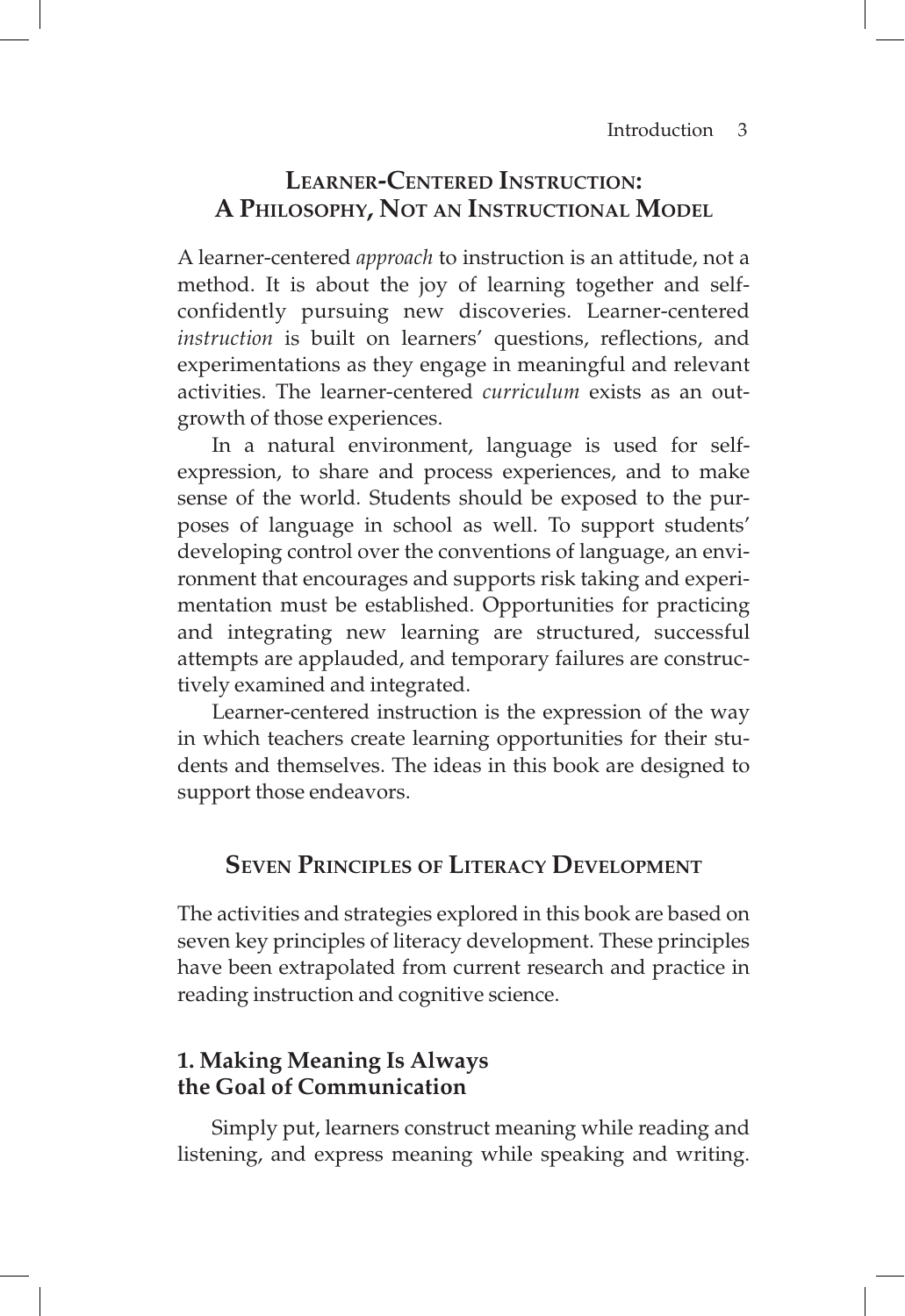## Learner-Centered Instruction: A Philosophy, Not an Instructional Model

A learner-centered *approach* to instruction is an attitude, not a method. It is about the joy of learning together and self-confidently pursuing new discoveries. Learner-centered *instruction* is built on learners' questions, reflections, and experimentations as they engage in meaningful and relevant activities. The learner-centered *curriculum* exists as an outgrowth of those experiences.

In a natural environment, language is used for self-expression, to share and process experiences, and to make sense of the world. Students should be exposed to the purposes of language in school as well. To support students' developing control over the conventions of language, an environment that encourages and supports risk taking and experimentation must be established. Opportunities for practicing and integrating new learning are structured, successful attempts are applauded, and temporary failures are constructively examined and integrated.

Learner-centered instruction is the expression of the way in which teachers create learning opportunities for their students and themselves. The ideas in this book are designed to support those endeavors.

## Seven Principles of Literacy Development

The activities and strategies explored in this book are based on seven key principles of literacy development. These principles have been extrapolated from current research and practice in reading instruction and cognitive science.

### 1. Making Meaning Is Always the Goal of Communication

Simply put, learners construct meaning while reading and listening, and express meaning while speaking and writing.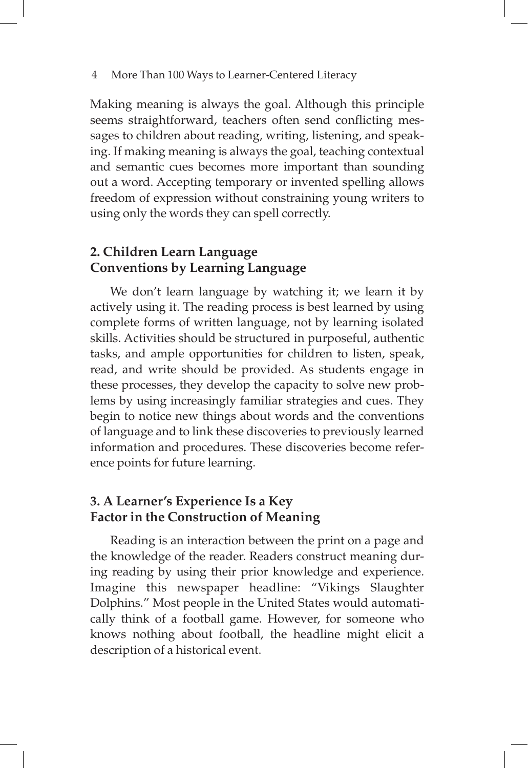Making meaning is always the goal. Although this principle seems straightforward, teachers often send conflicting messages to children about reading, writing, listening, and speaking. If making meaning is always the goal, teaching contextual and semantic cues becomes more important than sounding out a word. Accepting temporary or invented spelling allows freedom of expression without constraining young writers to using only the words they can spell correctly.

### 2. Children Learn Language Conventions by Learning Language

We don't learn language by watching it; we learn it by actively using it. The reading process is best learned by using complete forms of written language, not by learning isolated skills. Activities should be structured in purposeful, authentic tasks, and ample opportunities for children to listen, speak, read, and write should be provided. As students engage in these processes, they develop the capacity to solve new problems by using increasingly familiar strategies and cues. They begin to notice new things about words and the conventions of language and to link these discoveries to previously learned information and procedures. These discoveries become reference points for future learning.

### 3. A Learner's Experience Is a Key Factor in the Construction of Meaning

Reading is an interaction between the print on a page and the knowledge of the reader. Readers construct meaning during reading by using their prior knowledge and experience. Imagine this newspaper headline: "Vikings Slaughter Dolphins." Most people in the United States would automatically think of a football game. However, for someone who knows nothing about football, the headline might elicit a description of a historical event.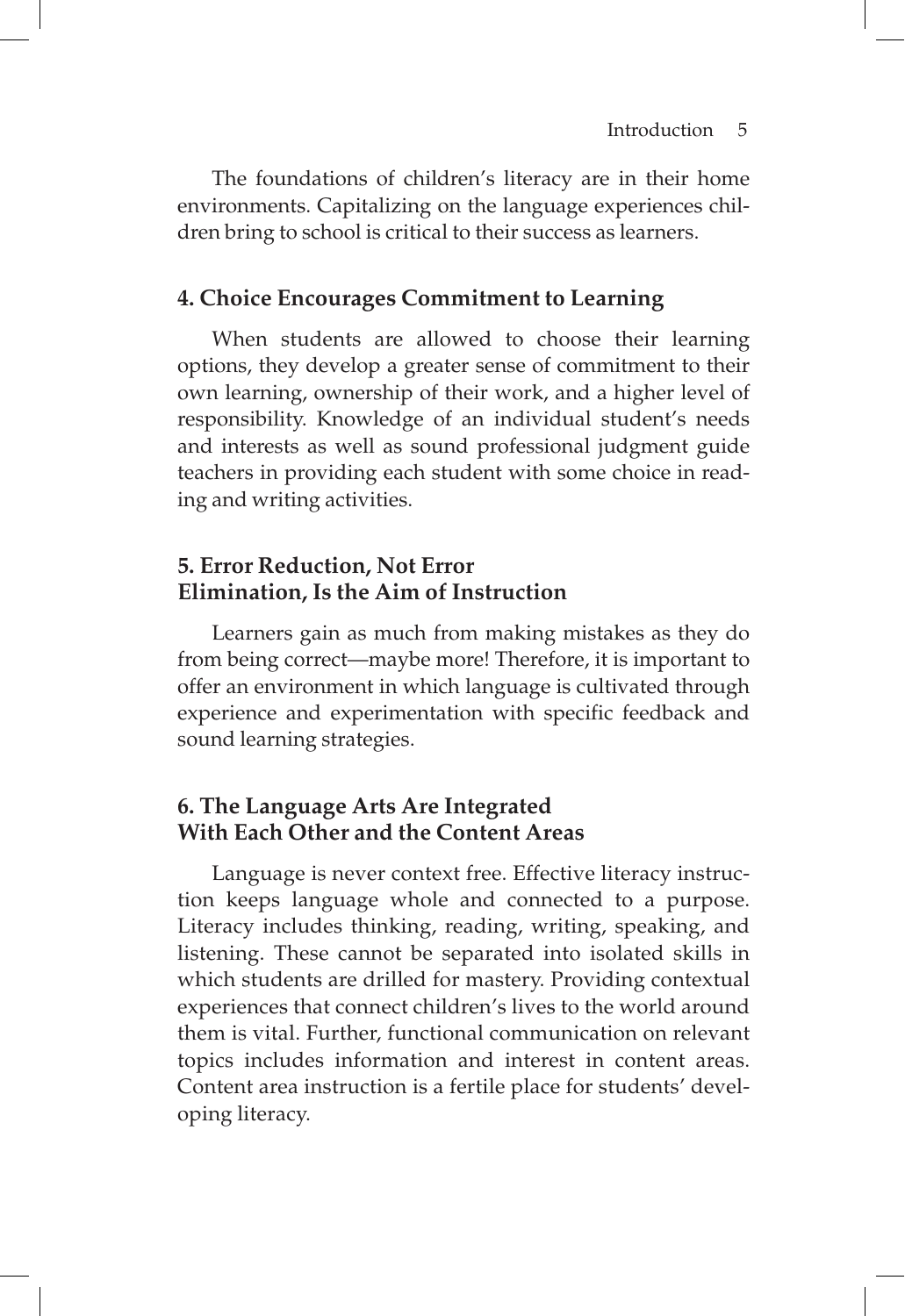The foundations of children's literacy are in their home environments. Capitalizing on the language experiences children bring to school is critical to their success as learners.

### 4. Choice Encourages Commitment to Learning

When students are allowed to choose their learning options, they develop a greater sense of commitment to their own learning, ownership of their work, and a higher level of responsibility. Knowledge of an individual student's needs and interests as well as sound professional judgment guide teachers in providing each student with some choice in reading and writing activities.

### 5. Error Reduction, Not Error Elimination, Is the Aim of Instruction

Learners gain as much from making mistakes as they do from being correct—maybe more! Therefore, it is important to offer an environment in which language is cultivated through experience and experimentation with specific feedback and sound learning strategies.

### 6. The Language Arts Are Integrated With Each Other and the Content Areas

Language is never context free. Effective literacy instruction keeps language whole and connected to a purpose. Literacy includes thinking, reading, writing, speaking, and listening. These cannot be separated into isolated skills in which students are drilled for mastery. Providing contextual experiences that connect children's lives to the world around them is vital. Further, functional communication on relevant topics includes information and interest in content areas. Content area instruction is a fertile place for students' developing literacy.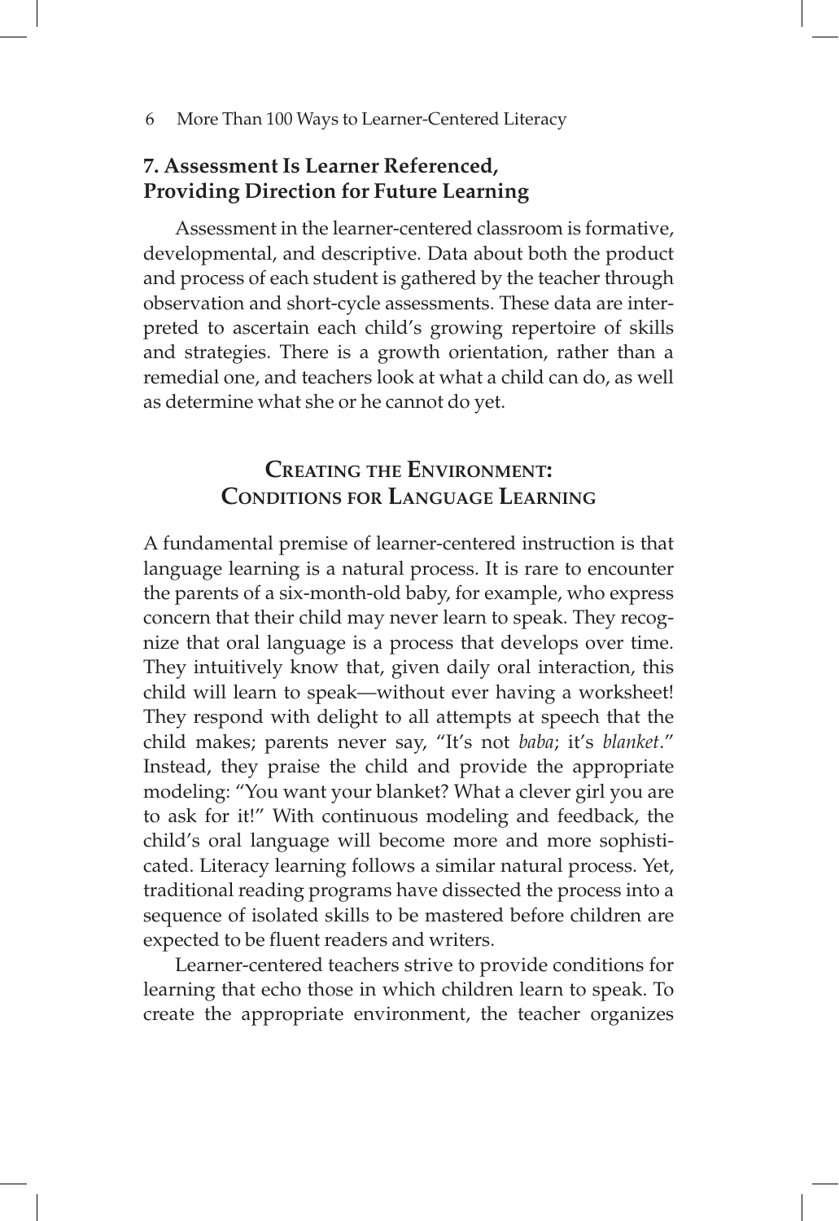### 7. Assessment Is Learner Referenced, Providing Direction for Future Learning

Assessment in the learner-centered classroom is formative, developmental, and descriptive. Data about both the product and process of each student is gathered by the teacher through observation and short-cycle assessments. These data are interpreted to ascertain each child's growing repertoire of skills and strategies. There is a growth orientation, rather than a remedial one, and teachers look at what a child can do, as well as determine what she or he cannot do yet.

## Creating the Environment: Conditions for Language Learning

A fundamental premise of learner-centered instruction is that language learning is a natural process. It is rare to encounter the parents of a six-month-old baby, for example, who express concern that their child may never learn to speak. They recognize that oral language is a process that develops over time. They intuitively know that, given daily oral interaction, this child will learn to speak—without ever having a worksheet! They respond with delight to all attempts at speech that the child makes; parents never say, "It's not *baba*; it's *blanket*." Instead, they praise the child and provide the appropriate modeling: "You want your blanket? What a clever girl you are to ask for it!" With continuous modeling and feedback, the child's oral language will become more and more sophisticated. Literacy learning follows a similar natural process. Yet, traditional reading programs have dissected the process into a sequence of isolated skills to be mastered before children are expected to be fluent readers and writers.

Learner-centered teachers strive to provide conditions for learning that echo those in which children learn to speak. To create the appropriate environment, the teacher organizes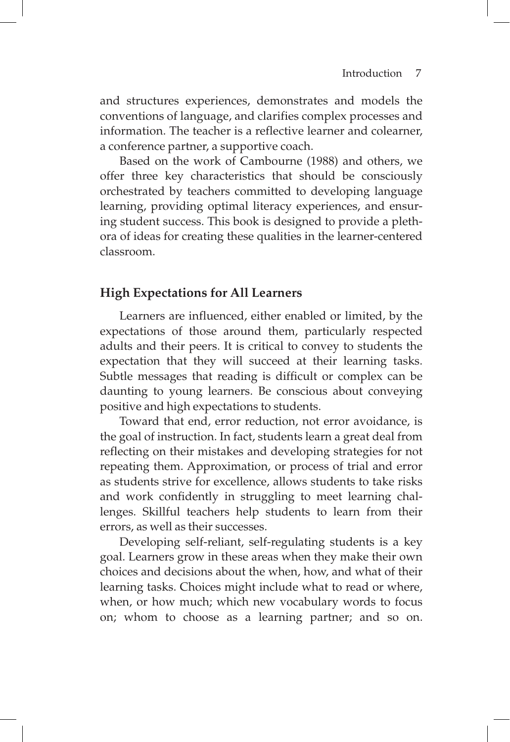and structures experiences, demonstrates and models the conventions of language, and clarifies complex processes and information. The teacher is a reflective learner and colearner, a conference partner, a supportive coach.

Based on the work of Cambourne (1988) and others, we offer three key characteristics that should be consciously orchestrated by teachers committed to developing language learning, providing optimal literacy experiences, and ensuring student success. This book is designed to provide a plethora of ideas for creating these qualities in the learner-centered classroom.

## High Expectations for All Learners

Learners are influenced, either enabled or limited, by the expectations of those around them, particularly respected adults and their peers. It is critical to convey to students the expectation that they will succeed at their learning tasks. Subtle messages that reading is difficult or complex can be daunting to young learners. Be conscious about conveying positive and high expectations to students.

Toward that end, error reduction, not error avoidance, is the goal of instruction. In fact, students learn a great deal from reflecting on their mistakes and developing strategies for not repeating them. Approximation, or process of trial and error as students strive for excellence, allows students to take risks and work confidently in struggling to meet learning challenges. Skillful teachers help students to learn from their errors, as well as their successes.

Developing self-reliant, self-regulating students is a key goal. Learners grow in these areas when they make their own choices and decisions about the when, how, and what of their learning tasks. Choices might include what to read or where, when, or how much; which new vocabulary words to focus on; whom to choose as a learning partner; and so on.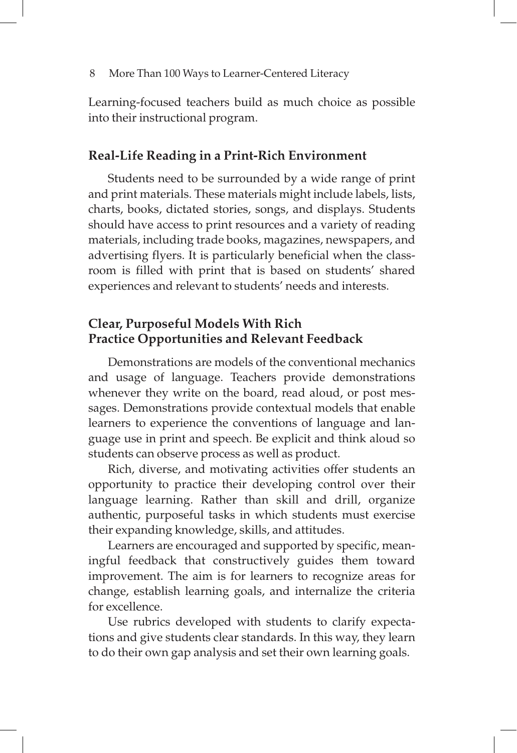Learning-focused teachers build as much choice as possible into their instructional program.

### Real-Life Reading in a Print-Rich Environment

Students need to be surrounded by a wide range of print and print materials. These materials might include labels, lists, charts, books, dictated stories, songs, and displays. Students should have access to print resources and a variety of reading materials, including trade books, magazines, newspapers, and advertising flyers. It is particularly beneficial when the classroom is filled with print that is based on students' shared experiences and relevant to students' needs and interests.

### Clear, Purposeful Models With Rich Practice Opportunities and Relevant Feedback

Demonstrations are models of the conventional mechanics and usage of language. Teachers provide demonstrations whenever they write on the board, read aloud, or post messages. Demonstrations provide contextual models that enable learners to experience the conventions of language and language use in print and speech. Be explicit and think aloud so students can observe process as well as product.

Rich, diverse, and motivating activities offer students an opportunity to practice their developing control over their language learning. Rather than skill and drill, organize authentic, purposeful tasks in which students must exercise their expanding knowledge, skills, and attitudes.

Learners are encouraged and supported by specific, meaningful feedback that constructively guides them toward improvement. The aim is for learners to recognize areas for change, establish learning goals, and internalize the criteria for excellence.

Use rubrics developed with students to clarify expectations and give students clear standards. In this way, they learn to do their own gap analysis and set their own learning goals.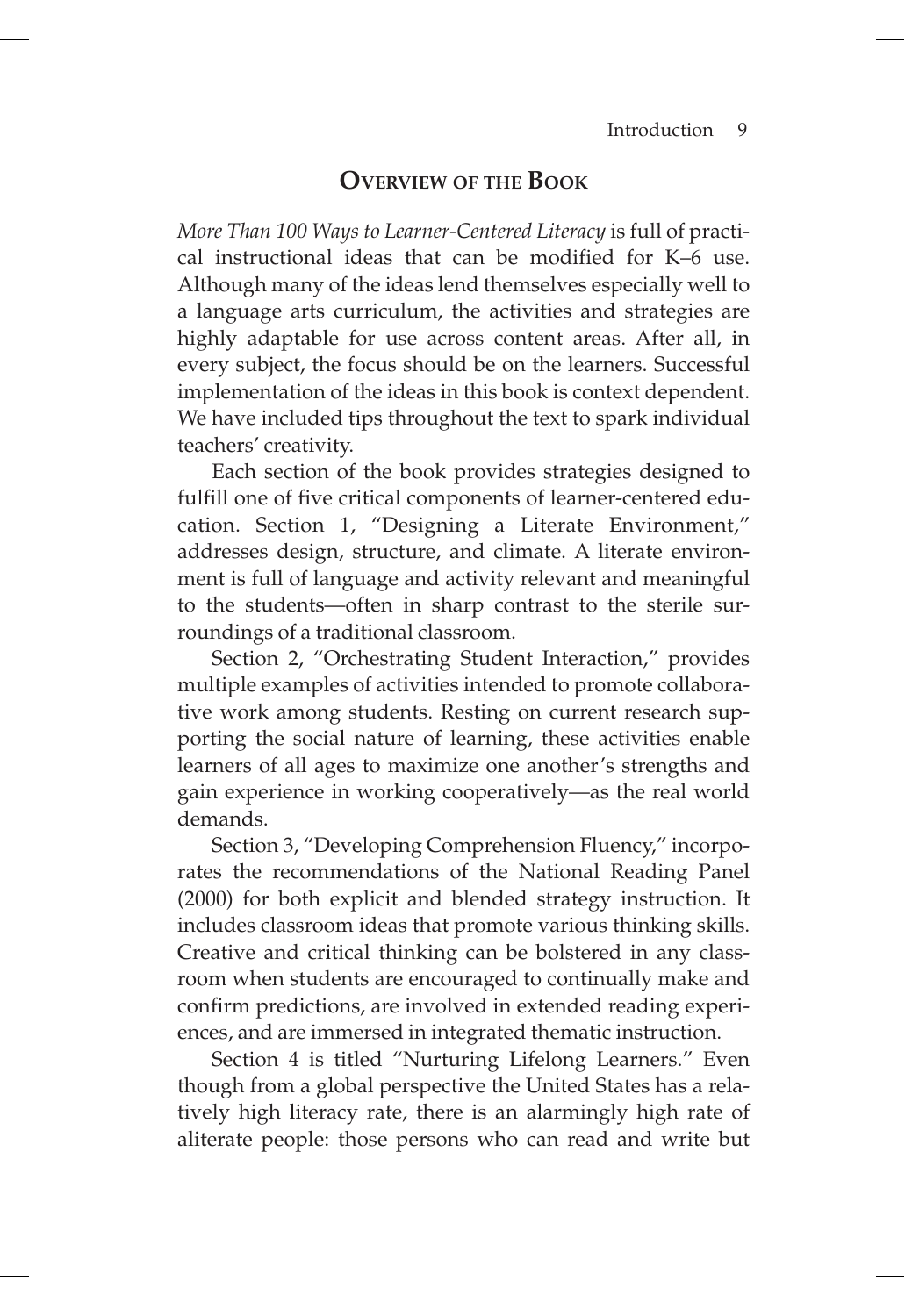## Overview of the Book

*More Than 100 Ways to Learner-Centered Literacy* is full of practical instructional ideas that can be modified for K–6 use. Although many of the ideas lend themselves especially well to a language arts curriculum, the activities and strategies are highly adaptable for use across content areas. After all, in every subject, the focus should be on the learners. Successful implementation of the ideas in this book is context dependent. We have included tips throughout the text to spark individual teachers' creativity.

Each section of the book provides strategies designed to fulfill one of five critical components of learner-centered education. Section 1, "Designing a Literate Environment," addresses design, structure, and climate. A literate environment is full of language and activity relevant and meaningful to the students—often in sharp contrast to the sterile surroundings of a traditional classroom.

Section 2, "Orchestrating Student Interaction," provides multiple examples of activities intended to promote collaborative work among students. Resting on current research supporting the social nature of learning, these activities enable learners of all ages to maximize one another's strengths and gain experience in working cooperatively—as the real world demands.

Section 3, "Developing Comprehension Fluency," incorporates the recommendations of the National Reading Panel (2000) for both explicit and blended strategy instruction. It includes classroom ideas that promote various thinking skills. Creative and critical thinking can be bolstered in any classroom when students are encouraged to continually make and confirm predictions, are involved in extended reading experiences, and are immersed in integrated thematic instruction.

Section 4 is titled "Nurturing Lifelong Learners." Even though from a global perspective the United States has a relatively high literacy rate, there is an alarmingly high rate of aliterate people: those persons who can read and write but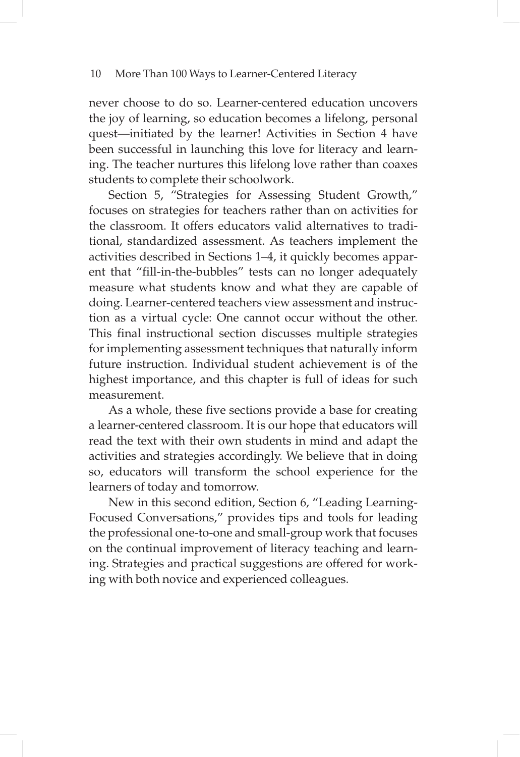never choose to do so. Learner-centered education uncovers the joy of learning, so education becomes a lifelong, personal quest—initiated by the learner! Activities in Section 4 have been successful in launching this love for literacy and learning. The teacher nurtures this lifelong love rather than coaxes students to complete their schoolwork.

Section 5, "Strategies for Assessing Student Growth," focuses on strategies for teachers rather than on activities for the classroom. It offers educators valid alternatives to traditional, standardized assessment. As teachers implement the activities described in Sections 1–4, it quickly becomes apparent that "fill-in-the-bubbles" tests can no longer adequately measure what students know and what they are capable of doing. Learner-centered teachers view assessment and instruction as a virtual cycle: One cannot occur without the other. This final instructional section discusses multiple strategies for implementing assessment techniques that naturally inform future instruction. Individual student achievement is of the highest importance, and this chapter is full of ideas for such measurement.

As a whole, these five sections provide a base for creating a learner-centered classroom. It is our hope that educators will read the text with their own students in mind and adapt the activities and strategies accordingly. We believe that in doing so, educators will transform the school experience for the learners of today and tomorrow.

New in this second edition, Section 6, "Leading Learning-Focused Conversations," provides tips and tools for leading the professional one-to-one and small-group work that focuses on the continual improvement of literacy teaching and learning. Strategies and practical suggestions are offered for working with both novice and experienced colleagues.